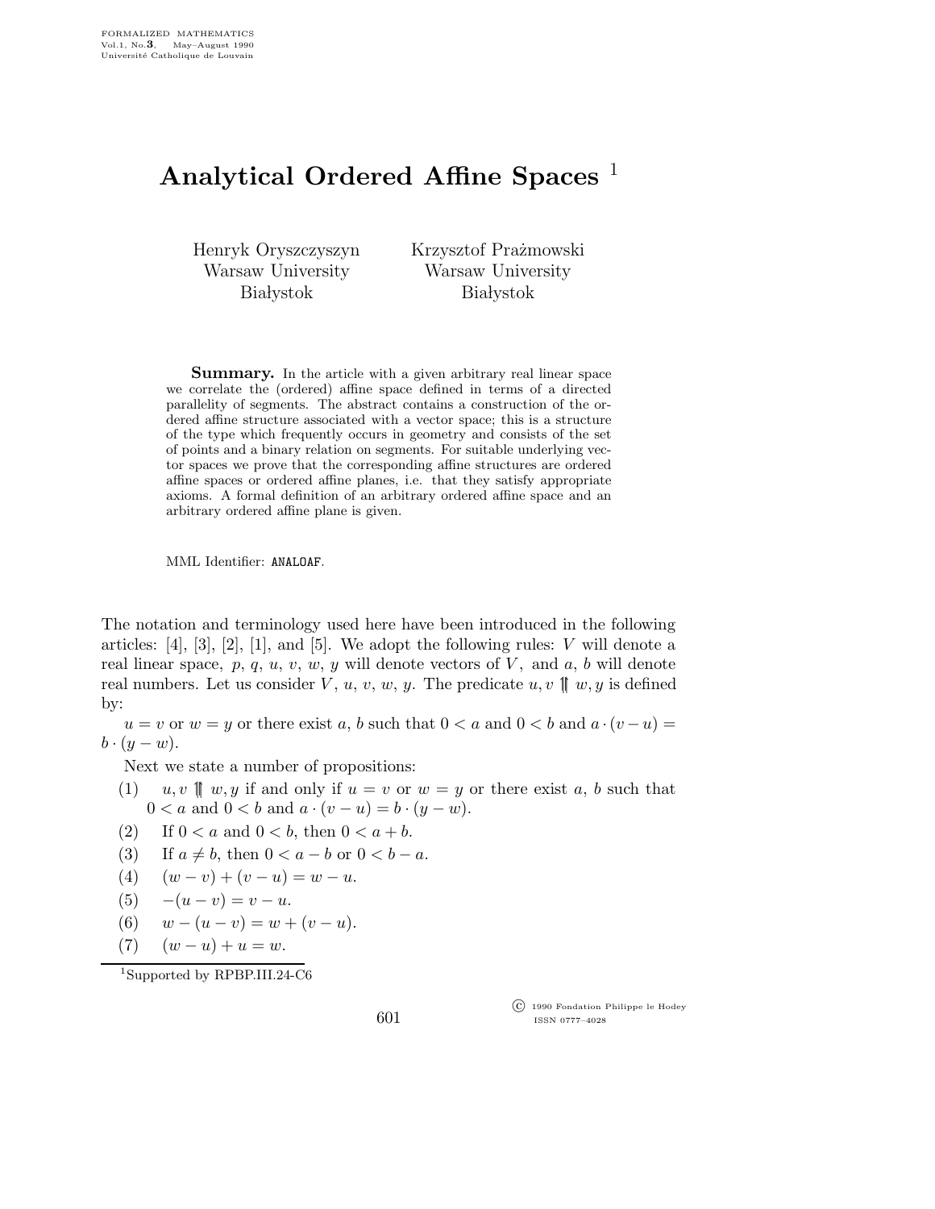# Analytical Ordered Affine Spaces [1]

Henryk Oryszczyszyn
Warsaw University
Białystok

Krzysztof Prażmowski
Warsaw University
Białystok

**Summary.** In the article with a given arbitrary real linear space we correlate the (ordered) affine space defined in terms of a directed parallelity of segments. The abstract contains a construction of the ordered affine structure associated with a vector space; this is a structure of the type which frequently occurs in geometry and consists of the set of points and a binary relation on segments. For suitable underlying vector spaces we prove that the corresponding affine structures are ordered affine spaces or ordered affine planes, i.e. that they satisfy appropriate axioms. A formal definition of an arbitrary ordered affine space and an arbitrary ordered affine plane is given.

MML Identifier: ANALOAF.

The notation and terminology used here have been introduced in the following articles: [4], [3], [2], [1], and [5]. We adopt the following rules: $V$ will denote a real linear space, $p$, $q$, $u$, $v$, $w$, $y$ will denote vectors of $V$, and $a$, $b$ will denote real numbers. Let us consider $V$, $u$, $v$, $w$, $y$. The predicate $u, v \upuparrows w, y$ is defined by:

$u = v$ or $w = y$ or there exist $a$, $b$ such that $0 < a$ and $0 < b$ and $a \cdot (v - u) = b \cdot (y - w)$.

Next we state a number of propositions:

(1) $u, v \upuparrows w, y$ if and only if $u = v$ or $w = y$ or there exist $a$, $b$ such that $0 < a$ and $0 < b$ and $a \cdot (v - u) = b \cdot (y - w)$.

(2) If $0 < a$ and $0 < b$, then $0 < a + b$.

(3) If $a \neq b$, then $0 < a - b$ or $0 < b - a$.

(4) $(w - v) + (v - u) = w - u$.

(5) $-(u - v) = v - u$.

(6) $w - (u - v) = w + (v - u)$.

(7) $(w - u) + u = w$.

[1] Supported by RPBP.III.24-C6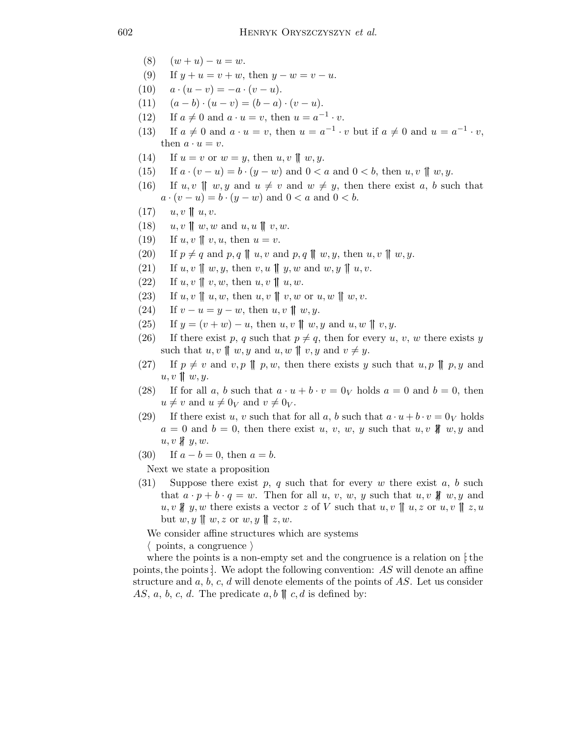(8) $(w + u) - u = w$.

(9) If $y + u = v + w$, then $y - w = v - u$.

(10) $a \cdot (u - v) = -a \cdot (v - u)$.

(11) $(a - b) \cdot (u - v) = (b - a) \cdot (v - u)$.

(12) If $a \neq 0$ and $a \cdot u = v$, then $u = a^{-1} \cdot v$.

(13) If $a \neq 0$ and $a \cdot u = v$, then $u = a^{-1} \cdot v$ but if $a \neq 0$ and $u = a^{-1} \cdot v$, then $a \cdot u = v$.

(14) If $u = v$ or $w = y$, then $u, v \upuparrows w, y$.

(15) If $a \cdot (v - u) = b \cdot (y - w)$ and $0 < a$ and $0 < b$, then $u, v \upuparrows w, y$.

(16) If $u, v \upuparrows w, y$ and $u \neq v$ and $w \neq y$, then there exist $a$, $b$ such that $a \cdot (v - u) = b \cdot (y - w)$ and $0 < a$ and $0 < b$.

(17) $u, v \upuparrows u, v$.

(18) $u, v \upuparrows w, w$ and $u, u \upuparrows v, w$.

(19) If $u, v \upuparrows v, u$, then $u = v$.

(20) If $p \neq q$ and $p, q \upuparrows u, v$ and $p, q \upuparrows w, y$, then $u, v \upuparrows w, y$.

(21) If $u, v \upuparrows w, y$, then $v, u \upuparrows y, w$ and $w, y \upuparrows u, v$.

(22) If $u, v \upuparrows v, w$, then $u, v \upuparrows u, w$.

(23) If $u, v \upuparrows u, w$, then $u, v \upuparrows v, w$ or $u, w \upuparrows w, v$.

(24) If $v - u = y - w$, then $u, v \upuparrows w, y$.

(25) If $y = (v + w) - u$, then $u, v \upuparrows w, y$ and $u, w \upuparrows v, y$.

(26) If there exist $p$, $q$ such that $p \neq q$, then for every $u$, $v$, $w$ there exists $y$ such that $u, v \upuparrows w, y$ and $u, w \upuparrows v, y$ and $v \neq y$.

(27) If $p \neq v$ and $v, p \upuparrows p, w$, then there exists $y$ such that $u, p \upuparrows p, y$ and $u, v \upuparrows w, y$.

(28) If for all $a$, $b$ such that $a \cdot u + b \cdot v = 0_V$ holds $a = 0$ and $b = 0$, then $u \neq v$ and $u \neq 0_V$ and $v \neq 0_V$.

(29) If there exist $u$, $v$ such that for all $a$, $b$ such that $a \cdot u + b \cdot v = 0_V$ holds $a = 0$ and $b = 0$, then there exist $u$, $v$, $w$, $y$ such that $u, v \not\upuparrows w, y$ and $u, v \not\upuparrows y, w$.

(30) If $a - b = 0$, then $a = b$.

Next we state a proposition

(31) Suppose there exist $p$, $q$ such that for every $w$ there exist $a$, $b$ such that $a \cdot p + b \cdot q = w$. Then for all $u$, $v$, $w$, $y$ such that $u, v \not\upuparrows w, y$ and $u, v \not\upuparrows y, w$ there exists a vector $z$ of $V$ such that $u, v \upuparrows u, z$ or $u, v \upuparrows z, u$ but $w, y \upuparrows w, z$ or $w, y \upuparrows z, w$.

We consider affine structures which are systems

⟨ points, a congruence ⟩

where the points is a non-empty set and the congruence is a relation on [: the points, the points :]. We adopt the following convention: *AS* will denote an affine structure and $a$, $b$, $c$, $d$ will denote elements of the points of *AS*. Let us consider *AS*, $a$, $b$, $c$, $d$. The predicate $a, b \upuparrows c, d$ is defined by: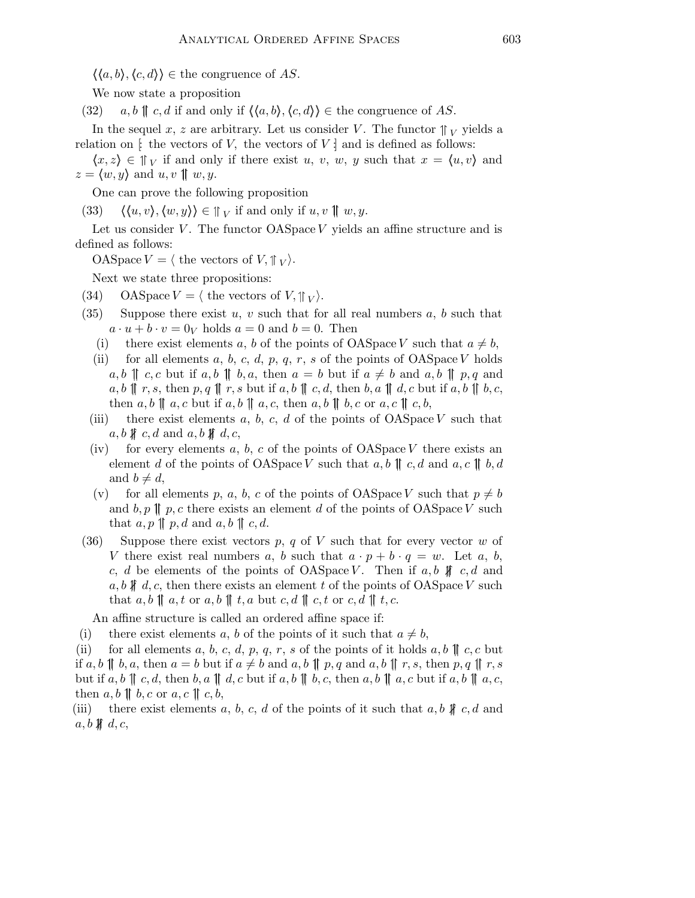$\langle\langle a, b\rangle, \langle c, d\rangle\rangle \in$ the congruence of $AS$.

We now state a proposition

(32) $a, b \upuparrows c, d$ if and only if $\langle\langle a, b\rangle, \langle c, d\rangle\rangle \in$ the congruence of $AS$.

In the sequel $x$, $z$ are arbitrary. Let us consider $V$. The functor $\upuparrows_V$ yields a relation on $[\!:$ the vectors of $V$, the vectors of $V :\!]$ and is defined as follows:

$\langle x, z\rangle \in \upuparrows_V$ if and only if there exist $u$, $v$, $w$, $y$ such that $x = \langle u, v\rangle$ and $z = \langle w, y\rangle$ and $u, v \upuparrows w, y$.

One can prove the following proposition

(33) $\langle\langle u, v\rangle, \langle w, y\rangle\rangle \in \upuparrows_V$ if and only if $u, v \upuparrows w, y$.

Let us consider $V$. The functor $\mathrm{OASpace}\, V$ yields an affine structure and is defined as follows:

$\mathrm{OASpace}\, V = \langle$ the vectors of $V, \upuparrows_V\rangle$.

Next we state three propositions:

(34) $\mathrm{OASpace}\, V = \langle$ the vectors of $V, \upuparrows_V\rangle$.

(35) Suppose there exist $u$, $v$ such that for all real numbers $a$, $b$ such that $a \cdot u + b \cdot v = 0_V$ holds $a = 0$ and $b = 0$. Then

 (i) there exist elements $a$, $b$ of the points of $\mathrm{OASpace}\, V$ such that $a \neq b$,

 (ii) for all elements $a$, $b$, $c$, $d$, $p$, $q$, $r$, $s$ of the points of $\mathrm{OASpace}\, V$ holds $a, b \upuparrows c, c$ but if $a, b \upuparrows b, a$, then $a = b$ but if $a \neq b$ and $a, b \upuparrows p, q$ and $a, b \upuparrows r, s$, then $p, q \upuparrows r, s$ but if $a, b \upuparrows c, d$, then $b, a \upuparrows d, c$ but if $a, b \upuparrows b, c$, then $a, b \upuparrows a, c$ but if $a, b \upuparrows a, c$, then $a, b \upuparrows b, c$ or $a, c \upuparrows c, b$,

 (iii) there exist elements $a$, $b$, $c$, $d$ of the points of $\mathrm{OASpace}\, V$ such that $a, b \not\upuparrows c, d$ and $a, b \not\upuparrows d, c$,

 (iv) for every elements $a$, $b$, $c$ of the points of $\mathrm{OASpace}\, V$ there exists an element $d$ of the points of $\mathrm{OASpace}\, V$ such that $a, b \upuparrows c, d$ and $a, c \upuparrows b, d$ and $b \neq d$,

 (v) for all elements $p$, $a$, $b$, $c$ of the points of $\mathrm{OASpace}\, V$ such that $p \neq b$ and $b, p \upuparrows p, c$ there exists an element $d$ of the points of $\mathrm{OASpace}\, V$ such that $a, p \upuparrows p, d$ and $a, b \upuparrows c, d$.

(36) Suppose there exist vectors $p$, $q$ of $V$ such that for every vector $w$ of $V$ there exist real numbers $a$, $b$ such that $a \cdot p + b \cdot q = w$. Let $a$, $b$, $c$, $d$ be elements of the points of $\mathrm{OASpace}\, V$. Then if $a, b \not\upuparrows c, d$ and $a, b \not\upuparrows d, c$, then there exists an element $t$ of the points of $\mathrm{OASpace}\, V$ such that $a, b \upuparrows a, t$ or $a, b \upuparrows t, a$ but $c, d \upuparrows c, t$ or $c, d \upuparrows t, c$.

An affine structure is called an ordered affine space if:

(i) there exist elements $a$, $b$ of the points of it such that $a \neq b$,

(ii) for all elements $a$, $b$, $c$, $d$, $p$, $q$, $r$, $s$ of the points of it holds $a, b \upuparrows c, c$ but if $a, b \upuparrows b, a$, then $a = b$ but if $a \neq b$ and $a, b \upuparrows p, q$ and $a, b \upuparrows r, s$, then $p, q \upuparrows r, s$ but if $a, b \upuparrows c, d$, then $b, a \upuparrows d, c$ but if $a, b \upuparrows b, c$, then $a, b \upuparrows a, c$ but if $a, b \upuparrows a, c$, then $a, b \upuparrows b, c$ or $a, c \upuparrows c, b$,

(iii) there exist elements $a$, $b$, $c$, $d$ of the points of it such that $a, b \not\upuparrows c, d$ and $a, b \not\upuparrows d, c$,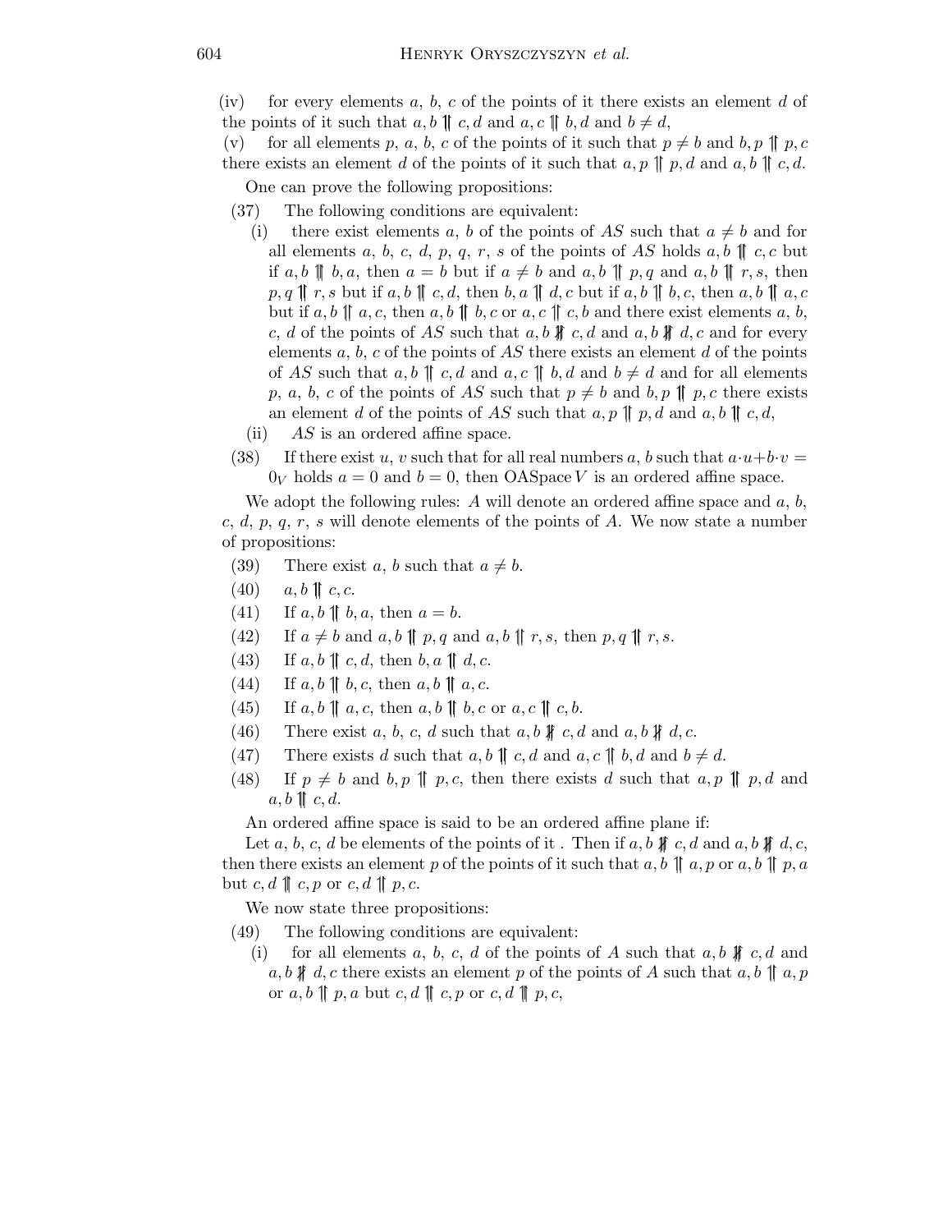(iv) for every elements $a$, $b$, $c$ of the points of it there exists an element $d$ of the points of it such that $a, b \upuparrows c, d$ and $a, c \upuparrows b, d$ and $b \neq d$,

(v) for all elements $p$, $a$, $b$, $c$ of the points of it such that $p \neq b$ and $b, p \upuparrows p, c$ there exists an element $d$ of the points of it such that $a, p \upuparrows p, d$ and $a, b \upuparrows c, d$.

One can prove the following propositions:

(37) The following conditions are equivalent:

  (i) there exist elements $a$, $b$ of the points of $AS$ such that $a \neq b$ and for all elements $a$, $b$, $c$, $d$, $p$, $q$, $r$, $s$ of the points of $AS$ holds $a, b \upuparrows c, c$ but if $a, b \upuparrows b, a$, then $a = b$ but if $a \neq b$ and $a, b \upuparrows p, q$ and $a, b \upuparrows r, s$, then $p, q \upuparrows r, s$ but if $a, b \upuparrows c, d$, then $b, a \upuparrows d, c$ but if $a, b \upuparrows b, c$, then $a, b \upuparrows a, c$ but if $a, b \upuparrows a, c$, then $a, b \upuparrows b, c$ or $a, c \upuparrows c, b$ and there exist elements $a$, $b$, $c$, $d$ of the points of $AS$ such that $a, b \not\upuparrows c, d$ and $a, b \not\upuparrows d, c$ and for every elements $a$, $b$, $c$ of the points of $AS$ there exists an element $d$ of the points of $AS$ such that $a, b \upuparrows c, d$ and $a, c \upuparrows b, d$ and $b \neq d$ and for all elements $p$, $a$, $b$, $c$ of the points of $AS$ such that $p \neq b$ and $b, p \upuparrows p, c$ there exists an element $d$ of the points of $AS$ such that $a, p \upuparrows p, d$ and $a, b \upuparrows c, d$,

  (ii) $AS$ is an ordered affine space.

(38) If there exist $u$, $v$ such that for all real numbers $a$, $b$ such that $a \cdot u + b \cdot v = 0_V$ holds $a = 0$ and $b = 0$, then OASpace $V$ is an ordered affine space.

We adopt the following rules: $A$ will denote an ordered affine space and $a$, $b$, $c$, $d$, $p$, $q$, $r$, $s$ will denote elements of the points of $A$. We now state a number of propositions:

(39) There exist $a$, $b$ such that $a \neq b$.

(40) $a, b \upuparrows c, c$.

(41) If $a, b \upuparrows b, a$, then $a = b$.

(42) If $a \neq b$ and $a, b \upuparrows p, q$ and $a, b \upuparrows r, s$, then $p, q \upuparrows r, s$.

(43) If $a, b \upuparrows c, d$, then $b, a \upuparrows d, c$.

(44) If $a, b \upuparrows b, c$, then $a, b \upuparrows a, c$.

(45) If $a, b \upuparrows a, c$, then $a, b \upuparrows b, c$ or $a, c \upuparrows c, b$.

(46) There exist $a$, $b$, $c$, $d$ such that $a, b \not\upuparrows c, d$ and $a, b \not\upuparrows d, c$.

(47) There exists $d$ such that $a, b \upuparrows c, d$ and $a, c \upuparrows b, d$ and $b \neq d$.

(48) If $p \neq b$ and $b, p \upuparrows p, c$, then there exists $d$ such that $a, p \upuparrows p, d$ and $a, b \upuparrows c, d$.

An ordered affine space is said to be an ordered affine plane if:

Let $a$, $b$, $c$, $d$ be elements of the points of it . Then if $a, b \not\upuparrows c, d$ and $a, b \not\upuparrows d, c$, then there exists an element $p$ of the points of it such that $a, b \upuparrows a, p$ or $a, b \upuparrows p, a$ but $c, d \upuparrows c, p$ or $c, d \upuparrows p, c$.

We now state three propositions:

(49) The following conditions are equivalent:

  (i) for all elements $a$, $b$, $c$, $d$ of the points of $A$ such that $a, b \not\upuparrows c, d$ and $a, b \not\upuparrows d, c$ there exists an element $p$ of the points of $A$ such that $a, b \upuparrows a, p$ or $a, b \upuparrows p, a$ but $c, d \upuparrows c, p$ or $c, d \upuparrows p, c$,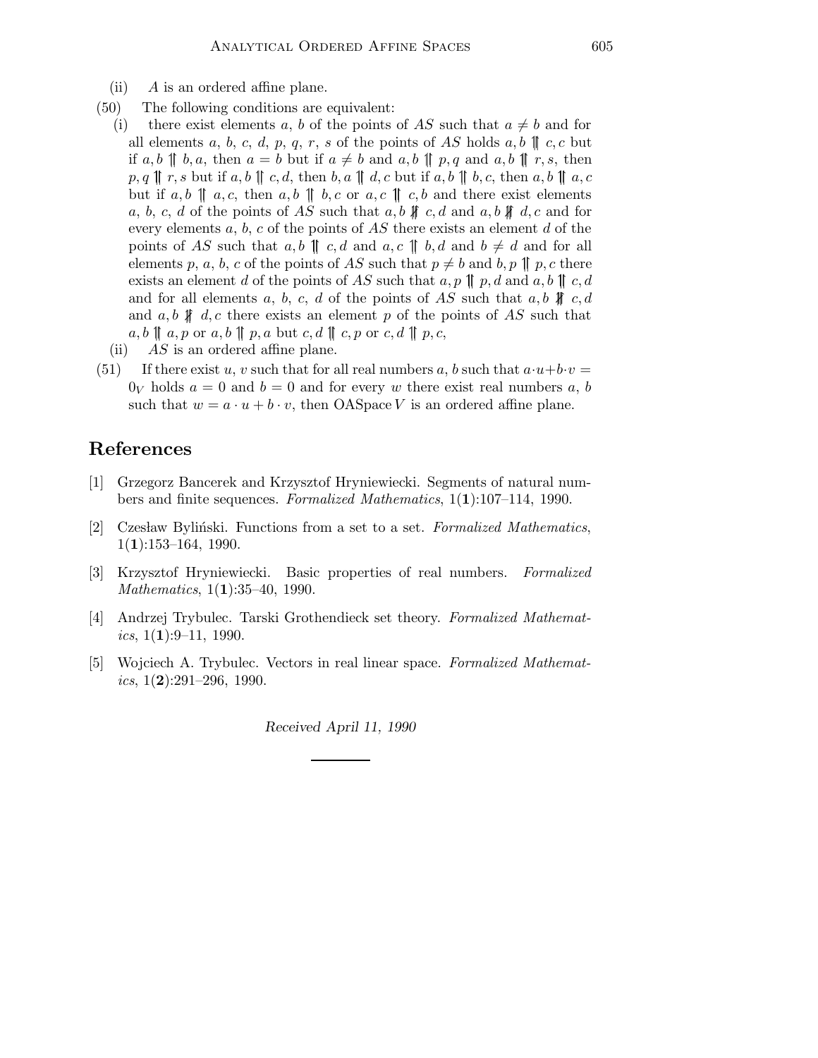(ii) $A$ is an ordered affine plane.

(50) The following conditions are equivalent:

(i) there exist elements $a$, $b$ of the points of $AS$ such that $a \neq b$ and for all elements $a$, $b$, $c$, $d$, $p$, $q$, $r$, $s$ of the points of $AS$ holds $a, b \upuparrows c, c$ but if $a, b \upuparrows b, a$, then $a = b$ but if $a \neq b$ and $a, b \upuparrows p, q$ and $a, b \upuparrows r, s$, then $p, q \upuparrows r, s$ but if $a, b \upuparrows c, d$, then $b, a \upuparrows d, c$ but if $a, b \upuparrows b, c$, then $a, b \upuparrows a, c$ but if $a, b \upuparrows a, c$, then $a, b \upuparrows b, c$ or $a, c \upuparrows c, b$ and there exist elements $a$, $b$, $c$, $d$ of the points of $AS$ such that $a, b \not\upuparrows c, d$ and $a, b \not\upuparrows d, c$ and for every elements $a$, $b$, $c$ of the points of $AS$ there exists an element $d$ of the points of $AS$ such that $a, b \upuparrows c, d$ and $a, c \upuparrows b, d$ and $b \neq d$ and for all elements $p$, $a$, $b$, $c$ of the points of $AS$ such that $p \neq b$ and $b, p \upuparrows p, c$ there exists an element $d$ of the points of $AS$ such that $a, p \upuparrows p, d$ and $a, b \upuparrows c, d$ and for all elements $a$, $b$, $c$, $d$ of the points of $AS$ such that $a, b \not\upuparrows c, d$ and $a, b \not\upuparrows d, c$ there exists an element $p$ of the points of $AS$ such that $a, b \upuparrows a, p$ or $a, b \upuparrows p, a$ but $c, d \upuparrows c, p$ or $c, d \upuparrows p, c$,

(ii) $AS$ is an ordered affine plane.

(51) If there exist $u$, $v$ such that for all real numbers $a$, $b$ such that $a \cdot u + b \cdot v = 0_V$ holds $a = 0$ and $b = 0$ and for every $w$ there exist real numbers $a$, $b$ such that $w = a \cdot u + b \cdot v$, then OASpace $V$ is an ordered affine plane.

## References

[1] Grzegorz Bancerek and Krzysztof Hryniewiecki. Segments of natural numbers and finite sequences. *Formalized Mathematics*, 1(**1**):107–114, 1990.

[2] Czesław Byliński. Functions from a set to a set. *Formalized Mathematics*, 1(**1**):153–164, 1990.

[3] Krzysztof Hryniewiecki. Basic properties of real numbers. *Formalized Mathematics*, 1(**1**):35–40, 1990.

[4] Andrzej Trybulec. Tarski Grothendieck set theory. *Formalized Mathematics*, 1(**1**):9–11, 1990.

[5] Wojciech A. Trybulec. Vectors in real linear space. *Formalized Mathematics*, 1(**2**):291–296, 1990.

*Received April 11, 1990*